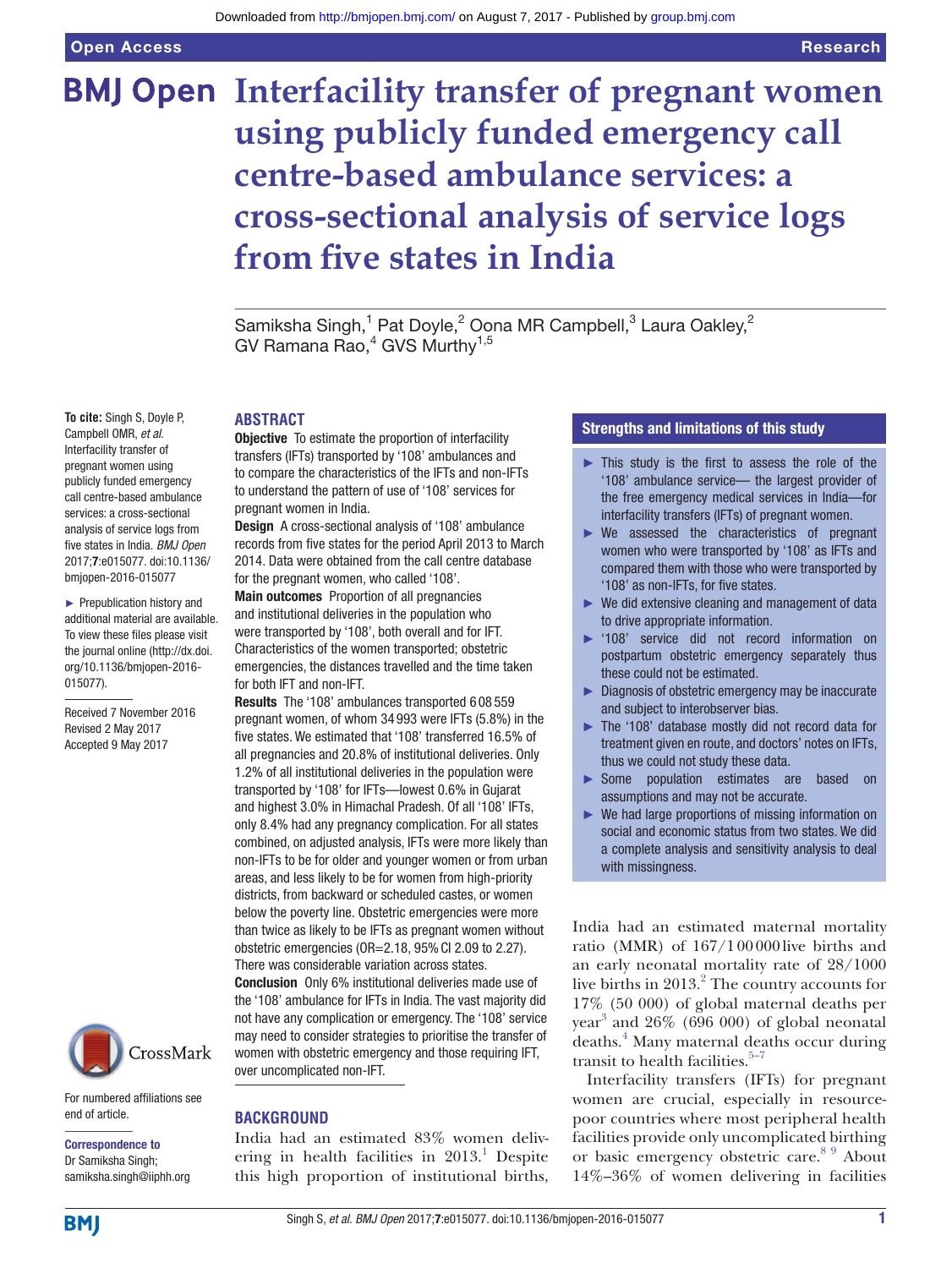# Interfacility transfer of pregnant women using publicly funded emergency call centre-based ambulance services: a cross-sectional analysis of service logs from five states in India

Samiksha Singh,[1] Pat Doyle,[2] Oona MR Campbell,[3] Laura Oakley,[2] GV Ramana Rao,[4] GVS Murthy[1,5]

**To cite:** Singh S, Doyle P, Campbell OMR, *et al*. Interfacility transfer of pregnant women using publicly funded emergency call centre-based ambulance services: a cross-sectional analysis of service logs from five states in India. *BMJ Open* 2017;**7**:e015077. doi:10.1136/bmjopen-2016-015077

► Prepublication history and additional material are available. To view these files please visit the journal online (http://dx.doi.org/10.1136/bmjopen-2016-015077).

Received 7 November 2016
Revised 2 May 2017
Accepted 9 May 2017

For numbered affiliations see end of article.

**Correspondence to**
Dr Samiksha Singh; samiksha.singh@iiphh.org

## ABSTRACT

**Objective** To estimate the proportion of interfacility transfers (IFTs) transported by '108' ambulances and to compare the characteristics of the IFTs and non-IFTs to understand the pattern of use of '108' services for pregnant women in India.

**Design** A cross-sectional analysis of '108' ambulance records from five states for the period April 2013 to March 2014. Data were obtained from the call centre database for the pregnant women, who called '108'.

**Main outcomes** Proportion of all pregnancies and institutional deliveries in the population who were transported by '108', both overall and for IFT. Characteristics of the women transported; obstetric emergencies, the distances travelled and the time taken for both IFT and non-IFT.

**Results** The '108' ambulances transported 608 559 pregnant women, of whom 34 993 were IFTs (5.8%) in the five states. We estimated that '108' transferred 16.5% of all pregnancies and 20.8% of institutional deliveries. Only 1.2% of all institutional deliveries in the population were transported by '108' for IFTs—lowest 0.6% in Gujarat and highest 3.0% in Himachal Pradesh. Of all '108' IFTs, only 8.4% had any pregnancy complication. For all states combined, on adjusted analysis, IFTs were more likely than non-IFTs to be for older and younger women or from urban areas, and less likely to be for women from high-priority districts, from backward or scheduled castes, or women below the poverty line. Obstetric emergencies were more than twice as likely to be IFTs as pregnant women without obstetric emergencies (OR=2.18, 95% CI 2.09 to 2.27). There was considerable variation across states.

**Conclusion** Only 6% institutional deliveries made use of the '108' ambulance for IFTs in India. The vast majority did not have any complication or emergency. The '108' service may need to consider strategies to prioritise the transfer of women with obstetric emergency and those requiring IFT, over uncomplicated non-IFT.

## Strengths and limitations of this study

- ► This study is the first to assess the role of the '108' ambulance service— the largest provider of the free emergency medical services in India—for interfacility transfers (IFTs) of pregnant women.
- ► We assessed the characteristics of pregnant women who were transported by '108' as IFTs and compared them with those who were transported by '108' as non-IFTs, for five states.
- ► We did extensive cleaning and management of data to drive appropriate information.
- ► '108' service did not record information on postpartum obstetric emergency separately thus these could not be estimated.
- ► Diagnosis of obstetric emergency may be inaccurate and subject to interobserver bias.
- ► The '108' database mostly did not record data for treatment given en route, and doctors' notes on IFTs, thus we could not study these data.
- ► Some population estimates are based on assumptions and may not be accurate.
- ► We had large proportions of missing information on social and economic status from two states. We did a complete analysis and sensitivity analysis to deal with missingness.

## BACKGROUND

India had an estimated 83% women delivering in health facilities in 2013.[1] Despite this high proportion of institutional births, India had an estimated maternal mortality ratio (MMR) of 167/1 00 000 live births and an early neonatal mortality rate of 28/1000 live births in 2013.[2] The country accounts for 17% (50 000) of global maternal deaths per year[3] and 26% (696 000) of global neonatal deaths.[4] Many maternal deaths occur during transit to health facilities.[5–7]

Interfacility transfers (IFTs) for pregnant women are crucial, especially in resource-poor countries where most peripheral health facilities provide only uncomplicated birthing or basic emergency obstetric care.[8 9] About 14%–36% of women delivering in facilities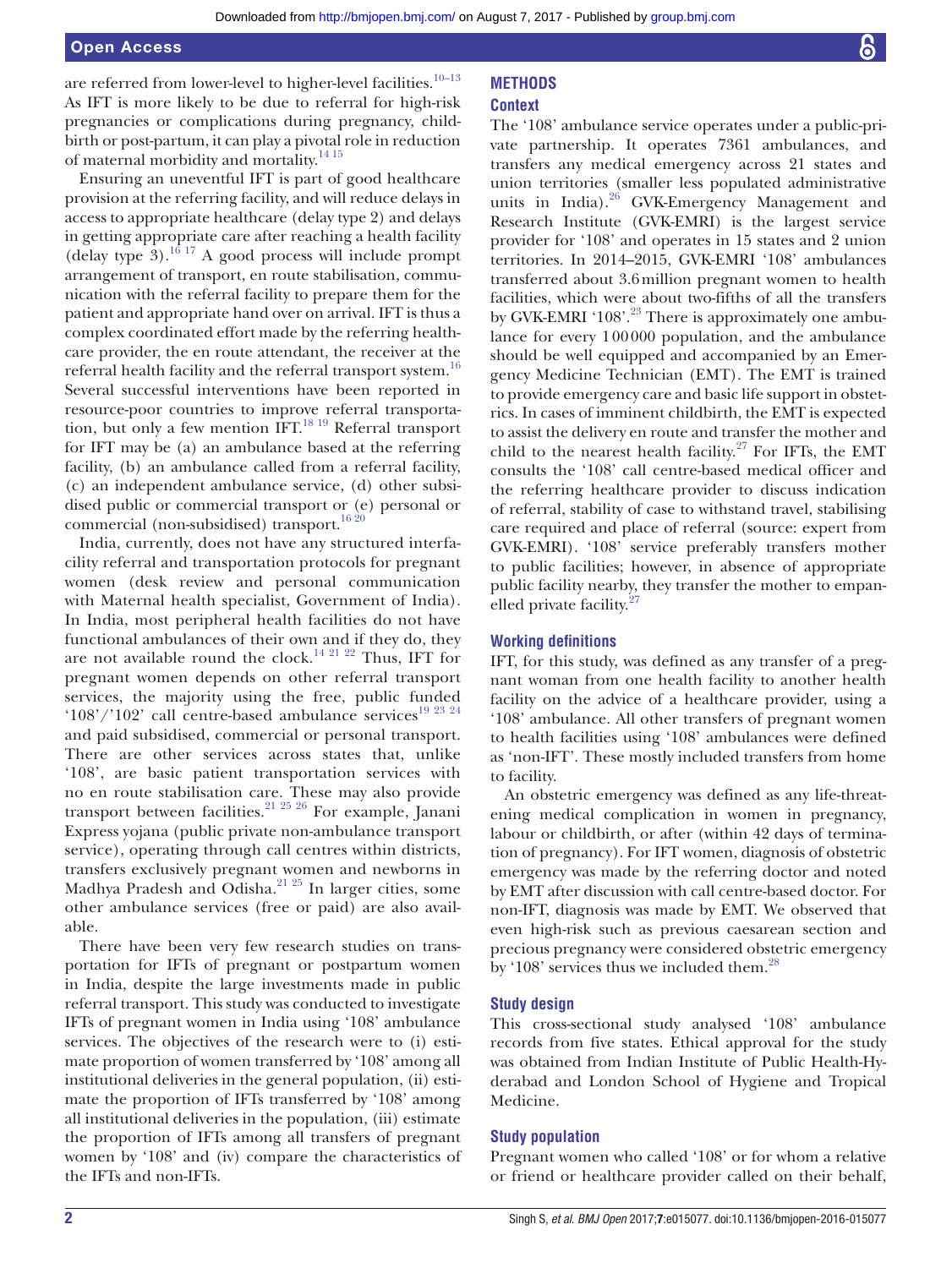are referred from lower-level to higher-level facilities.[10–13] As IFT is more likely to be due to referral for high-risk pregnancies or complications during pregnancy, childbirth or post-partum, it can play a pivotal role in reduction of maternal morbidity and mortality.[14 15]

Ensuring an uneventful IFT is part of good healthcare provision at the referring facility, and will reduce delays in access to appropriate healthcare (delay type 2) and delays in getting appropriate care after reaching a health facility (delay type 3).[16 17] A good process will include prompt arrangement of transport, en route stabilisation, communication with the referral facility to prepare them for the patient and appropriate hand over on arrival. IFT is thus a complex coordinated effort made by the referring healthcare provider, the en route attendant, the receiver at the referral health facility and the referral transport system.[16] Several successful interventions have been reported in resource-poor countries to improve referral transportation, but only a few mention IFT.[18 19] Referral transport for IFT may be (a) an ambulance based at the referring facility, (b) an ambulance called from a referral facility, (c) an independent ambulance service, (d) other subsidised public or commercial transport or (e) personal or commercial (non-subsidised) transport.[16 20]

India, currently, does not have any structured interfacility referral and transportation protocols for pregnant women (desk review and personal communication with Maternal health specialist, Government of India). In India, most peripheral health facilities do not have functional ambulances of their own and if they do, they are not available round the clock.[14 21 22] Thus, IFT for pregnant women depends on other referral transport services, the majority using the free, public funded '108'/'102' call centre-based ambulance services[19 23 24] and paid subsidised, commercial or personal transport. There are other services across states that, unlike '108', are basic patient transportation services with no en route stabilisation care. These may also provide transport between facilities.[21 25 26] For example, Janani Express yojana (public private non-ambulance transport service), operating through call centres within districts, transfers exclusively pregnant women and newborns in Madhya Pradesh and Odisha.[21 25] In larger cities, some other ambulance services (free or paid) are also available.

There have been very few research studies on transportation for IFTs of pregnant or postpartum women in India, despite the large investments made in public referral transport. This study was conducted to investigate IFTs of pregnant women in India using '108' ambulance services. The objectives of the research were to (i) estimate proportion of women transferred by '108' among all institutional deliveries in the general population, (ii) estimate the proportion of IFTs transferred by '108' among all institutional deliveries in the population, (iii) estimate the proportion of IFTs among all transfers of pregnant women by '108' and (iv) compare the characteristics of the IFTs and non-IFTs.

## METHODS

### Context

The '108' ambulance service operates under a public-private partnership. It operates 7361 ambulances, and transfers any medical emergency across 21 states and union territories (smaller less populated administrative units in India).[26] GVK-Emergency Management and Research Institute (GVK-EMRI) is the largest service provider for '108' and operates in 15 states and 2 union territories. In 2014–2015, GVK-EMRI '108' ambulances transferred about 3.6 million pregnant women to health facilities, which were about two-fifths of all the transfers by GVK-EMRI '108'.[23] There is approximately one ambulance for every 100000 population, and the ambulance should be well equipped and accompanied by an Emergency Medicine Technician (EMT). The EMT is trained to provide emergency care and basic life support in obstetrics. In cases of imminent childbirth, the EMT is expected to assist the delivery en route and transfer the mother and child to the nearest health facility.[27] For IFTs, the EMT consults the '108' call centre-based medical officer and the referring healthcare provider to discuss indication of referral, stability of case to withstand travel, stabilising care required and place of referral (source: expert from GVK-EMRI). '108' service preferably transfers mother to public facilities; however, in absence of appropriate public facility nearby, they transfer the mother to empanelled private facility.[27]

### Working definitions

IFT, for this study, was defined as any transfer of a pregnant woman from one health facility to another health facility on the advice of a healthcare provider, using a '108' ambulance. All other transfers of pregnant women to health facilities using '108' ambulances were defined as 'non-IFT'. These mostly included transfers from home to facility.

An obstetric emergency was defined as any life-threatening medical complication in women in pregnancy, labour or childbirth, or after (within 42 days of termination of pregnancy). For IFT women, diagnosis of obstetric emergency was made by the referring doctor and noted by EMT after discussion with call centre-based doctor. For non-IFT, diagnosis was made by EMT. We observed that even high-risk such as previous caesarean section and precious pregnancy were considered obstetric emergency by '108' services thus we included them.[28]

### Study design

This cross-sectional study analysed '108' ambulance records from five states. Ethical approval for the study was obtained from Indian Institute of Public Health-Hyderabad and London School of Hygiene and Tropical Medicine.

### Study population

Pregnant women who called '108' or for whom a relative or friend or healthcare provider called on their behalf,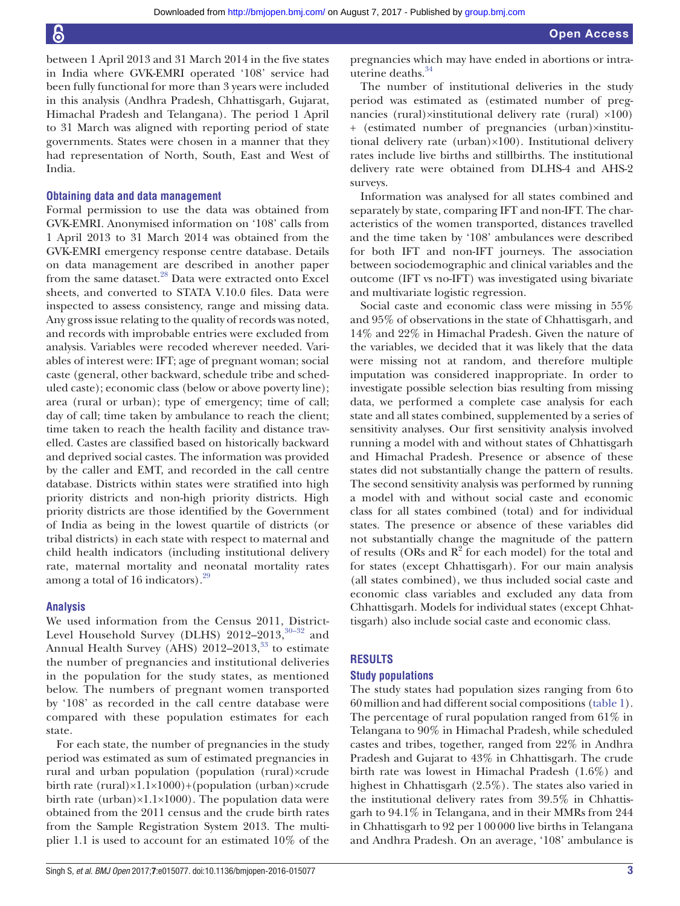between 1 April 2013 and 31 March 2014 in the five states in India where GVK-EMRI operated '108' service had been fully functional for more than 3 years were included in this analysis (Andhra Pradesh, Chhattisgarh, Gujarat, Himachal Pradesh and Telangana). The period 1 April to 31 March was aligned with reporting period of state governments. States were chosen in a manner that they had representation of North, South, East and West of India.

### Obtaining data and data management

Formal permission to use the data was obtained from GVK-EMRI. Anonymised information on '108' calls from 1 April 2013 to 31 March 2014 was obtained from the GVK-EMRI emergency response centre database. Details on data management are described in another paper from the same dataset.[28] Data were extracted onto Excel sheets, and converted to STATA V.10.0 files. Data were inspected to assess consistency, range and missing data. Any gross issue relating to the quality of records was noted, and records with improbable entries were excluded from analysis. Variables were recoded wherever needed. Variables of interest were: IFT; age of pregnant woman; social caste (general, other backward, schedule tribe and scheduled caste); economic class (below or above poverty line); area (rural or urban); type of emergency; time of call; day of call; time taken by ambulance to reach the client; time taken to reach the health facility and distance travelled. Castes are classified based on historically backward and deprived social castes. The information was provided by the caller and EMT, and recorded in the call centre database. Districts within states were stratified into high priority districts and non-high priority districts. High priority districts are those identified by the Government of India as being in the lowest quartile of districts (or tribal districts) in each state with respect to maternal and child health indicators (including institutional delivery rate, maternal mortality and neonatal mortality rates among a total of 16 indicators).[29]

### Analysis

We used information from the Census 2011, District-Level Household Survey (DLHS) 2012–2013,[30–32] and Annual Health Survey (AHS) 2012–2013,[33] to estimate the number of pregnancies and institutional deliveries in the population for the study states, as mentioned below. The numbers of pregnant women transported by '108' as recorded in the call centre database were compared with these population estimates for each state.

For each state, the number of pregnancies in the study period was estimated as sum of estimated pregnancies in rural and urban population (population (rural)×crude birth rate (rural)×1.1×1000)+(population (urban)×crude birth rate (urban)×1.1×1000). The population data were obtained from the 2011 census and the crude birth rates from the Sample Registration System 2013. The multiplier 1.1 is used to account for an estimated 10% of the pregnancies which may have ended in abortions or intrauterine deaths.[34]

The number of institutional deliveries in the study period was estimated as (estimated number of pregnancies (rural)×institutional delivery rate (rural) ×100) + (estimated number of pregnancies (urban)×institutional delivery rate (urban)×100). Institutional delivery rates include live births and stillbirths. The institutional delivery rate were obtained from DLHS-4 and AHS-2 surveys.

Information was analysed for all states combined and separately by state, comparing IFT and non-IFT. The characteristics of the women transported, distances travelled and the time taken by '108' ambulances were described for both IFT and non-IFT journeys. The association between sociodemographic and clinical variables and the outcome (IFT vs no-IFT) was investigated using bivariate and multivariate logistic regression.

Social caste and economic class were missing in 55% and 95% of observations in the state of Chhattisgarh, and 14% and 22% in Himachal Pradesh. Given the nature of the variables, we decided that it was likely that the data were missing not at random, and therefore multiple imputation was considered inappropriate. In order to investigate possible selection bias resulting from missing data, we performed a complete case analysis for each state and all states combined, supplemented by a series of sensitivity analyses. Our first sensitivity analysis involved running a model with and without states of Chhattisgarh and Himachal Pradesh. Presence or absence of these states did not substantially change the pattern of results. The second sensitivity analysis was performed by running a model with and without social caste and economic class for all states combined (total) and for individual states. The presence or absence of these variables did not substantially change the magnitude of the pattern of results (ORs and $R^2$ for each model) for the total and for states (except Chhattisgarh). For our main analysis (all states combined), we thus included social caste and economic class variables and excluded any data from Chhattisgarh. Models for individual states (except Chhattisgarh) also include social caste and economic class.

## RESULTS

### Study populations

The study states had population sizes ranging from 6 to 60 million and had different social compositions (table 1). The percentage of rural population ranged from 61% in Telangana to 90% in Himachal Pradesh, while scheduled castes and tribes, together, ranged from 22% in Andhra Pradesh and Gujarat to 43% in Chhattisgarh. The crude birth rate was lowest in Himachal Pradesh (1.6%) and highest in Chhattisgarh (2.5%). The states also varied in the institutional delivery rates from 39.5% in Chhattisgarh to 94.1% in Telangana, and in their MMRs from 244 in Chhattisgarh to 92 per 1 00 000 live births in Telangana and Andhra Pradesh. On an average, '108' ambulance is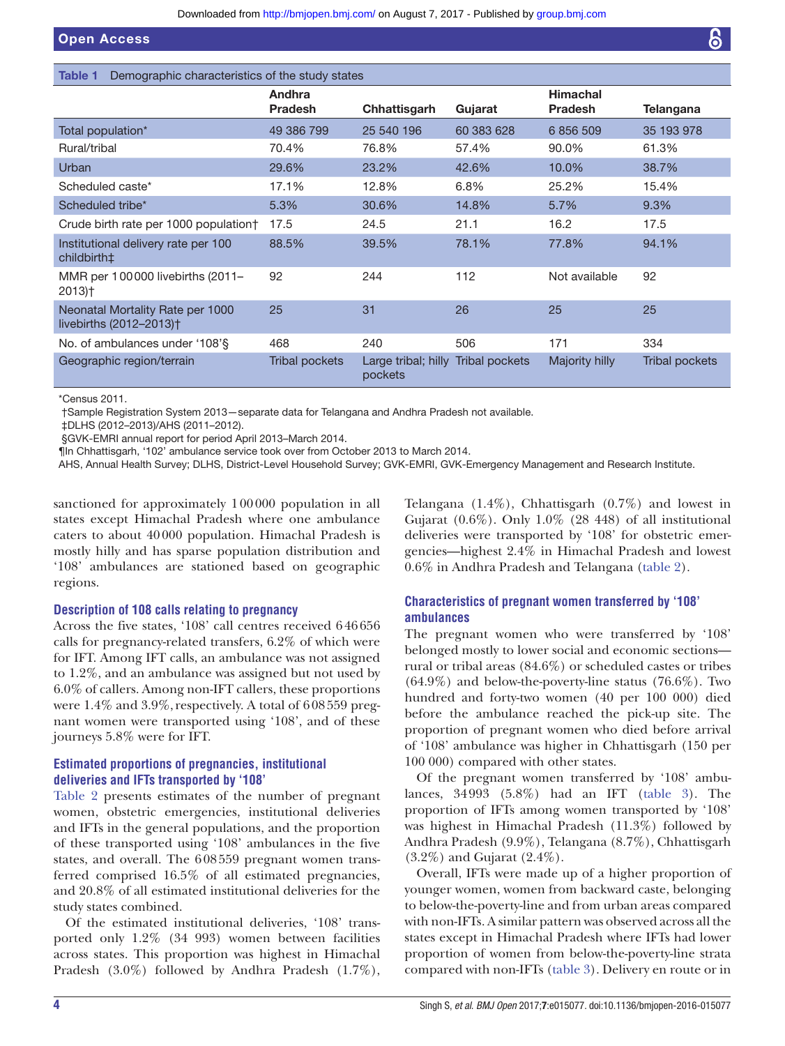**Table 1** Demographic characteristics of the study states

| | Andhra Pradesh | Chhattisgarh | Gujarat | Himachal Pradesh | Telangana |
|---|---|---|---|---|---|
| Total population* | 49 386 799 | 25 540 196 | 60 383 628 | 6 856 509 | 35 193 978 |
| Rural/tribal | 70.4% | 76.8% | 57.4% | 90.0% | 61.3% |
| Urban | 29.6% | 23.2% | 42.6% | 10.0% | 38.7% |
| Scheduled caste* | 17.1% | 12.8% | 6.8% | 25.2% | 15.4% |
| Scheduled tribe* | 5.3% | 30.6% | 14.8% | 5.7% | 9.3% |
| Crude birth rate per 1000 population† | 17.5 | 24.5 | 21.1 | 16.2 | 17.5 |
| Institutional delivery rate per 100 childbirth‡ | 88.5% | 39.5% | 78.1% | 77.8% | 94.1% |
| MMR per 1 00 000 livebirths (2011–2013)† | 92 | 244 | 112 | Not available | 92 |
| Neonatal Mortality Rate per 1000 livebirths (2012–2013)† | 25 | 31 | 26 | 25 | 25 |
| No. of ambulances under '108'§ | 468 | 240 | 506 | 171 | 334 |
| Geographic region/terrain | Tribal pockets | Large tribal; hilly pockets | Tribal pockets | Majority hilly | Tribal pockets |

*Census 2011.
†Sample Registration System 2013—separate data for Telangana and Andhra Pradesh not available.
‡DLHS (2012–2013)/AHS (2011–2012).
§GVK-EMRI annual report for period April 2013–March 2014.
¶In Chhattisgarh, '102' ambulance service took over from October 2013 to March 2014.
AHS, Annual Health Survey; DLHS, District-Level Household Survey; GVK-EMRI, GVK-Emergency Management and Research Institute.

sanctioned for approximately 1 00 000 population in all states except Himachal Pradesh where one ambulance caters to about 40 000 population. Himachal Pradesh is mostly hilly and has sparse population distribution and '108' ambulances are stationed based on geographic regions.

### Description of 108 calls relating to pregnancy

Across the five states, '108' call centres received 646 656 calls for pregnancy-related transfers, 6.2% of which were for IFT. Among IFT calls, an ambulance was not assigned to 1.2%, and an ambulance was assigned but not used by 6.0% of callers. Among non-IFT callers, these proportions were 1.4% and 3.9%, respectively. A total of 608 559 pregnant women were transported using '108', and of these journeys 5.8% were for IFT.

### Estimated proportions of pregnancies, institutional deliveries and IFTs transported by '108'

Table 2 presents estimates of the number of pregnant women, obstetric emergencies, institutional deliveries and IFTs in the general populations, and the proportion of these transported using '108' ambulances in the five states, and overall. The 608 559 pregnant women transferred comprised 16.5% of all estimated pregnancies, and 20.8% of all estimated institutional deliveries for the study states combined.

Of the estimated institutional deliveries, '108' transported only 1.2% (34 993) women between facilities across states. This proportion was highest in Himachal Pradesh (3.0%) followed by Andhra Pradesh (1.7%), Telangana (1.4%), Chhattisgarh (0.7%) and lowest in Gujarat (0.6%). Only 1.0% (28 448) of all institutional deliveries were transported by '108' for obstetric emergencies—highest 2.4% in Himachal Pradesh and lowest 0.6% in Andhra Pradesh and Telangana (table 2).

### Characteristics of pregnant women transferred by '108' ambulances

The pregnant women who were transferred by '108' belonged mostly to lower social and economic sections—rural or tribal areas (84.6%) or scheduled castes or tribes (64.9%) and below-the-poverty-line status (76.6%). Two hundred and forty-two women (40 per 100 000) died before the ambulance reached the pick-up site. The proportion of pregnant women who died before arrival of '108' ambulance was higher in Chhattisgarh (150 per 100 000) compared with other states.

Of the pregnant women transferred by '108' ambulances, 34993 (5.8%) had an IFT (table 3). The proportion of IFTs among women transported by '108' was highest in Himachal Pradesh (11.3%) followed by Andhra Pradesh (9.9%), Telangana (8.7%), Chhattisgarh (3.2%) and Gujarat (2.4%).

Overall, IFTs were made up of a higher proportion of younger women, women from backward caste, belonging to below-the-poverty-line and from urban areas compared with non-IFTs. A similar pattern was observed across all the states except in Himachal Pradesh where IFTs had lower proportion of women from below-the-poverty-line strata compared with non-IFTs (table 3). Delivery en route or in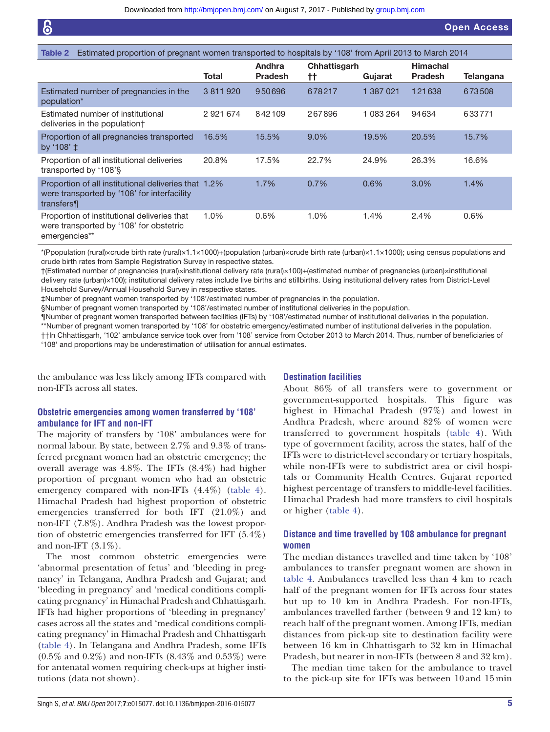**Table 2** Estimated proportion of pregnant women transported to hospitals by '108' from April 2013 to March 2014

| | Total | Andhra Pradesh | Chhattisgarh †† | Gujarat | Himachal Pradesh | Telangana |
|---|---|---|---|---|---|---|
| Estimated number of pregnancies in the population* | 3 811 920 | 950696 | 678217 | 1 387 021 | 121638 | 673508 |
| Estimated number of institutional deliveries in the population† | 2 921 674 | 842109 | 267896 | 1 083 264 | 94634 | 633771 |
| Proportion of all pregnancies transported by '108' ‡ | 16.5% | 15.5% | 9.0% | 19.5% | 20.5% | 15.7% |
| Proportion of all institutional deliveries transported by '108'§ | 20.8% | 17.5% | 22.7% | 24.9% | 26.3% | 16.6% |
| Proportion of all institutional deliveries that were transported by '108' for interfacility transfers¶ | 1.2% | 1.7% | 0.7% | 0.6% | 3.0% | 1.4% |
| Proportion of institutional deliveries that were transported by '108' for obstetric emergencies** | 1.0% | 0.6% | 1.0% | 1.4% | 2.4% | 0.6% |

*(Ppopulation (rural)×crude birth rate (rural)×1.1×1000)+(population (urban)×crude birth rate (urban)×1.1×1000); using census populations and crude birth rates from Sample Registration Survey in respective states.

†(Estimated number of pregnancies (rural)×institutional delivery rate (rural)×100)+(estimated number of pregnancies (urban)×institutional delivery rate (urban)×100); institutional delivery rates include live births and stillbirths. Using institutional delivery rates from District-Level Household Survey/Annual Household Survey in respective states.

‡Number of pregnant women transported by '108'/estimated number of pregnancies in the population.

§Number of pregnant women transported by '108'/estimated number of institutional deliveries in the population.

¶Number of pregnant women transported between facilities (IFTs) by '108'/estimated number of institutional deliveries in the population.

**Number of pregnant women transported by '108' for obstetric emergency/estimated number of institutional deliveries in the population.

††In Chhattisgarh, '102' ambulance service took over from '108' service from October 2013 to March 2014. Thus, number of beneficiaries of '108' and proportions may be underestimation of utilisation for annual estimates.

the ambulance was less likely among IFTs compared with non-IFTs across all states.

### Obstetric emergencies among women transferred by '108' ambulance for IFT and non-IFT

The majority of transfers by '108' ambulances were for normal labour. By state, between 2.7% and 9.3% of transferred pregnant women had an obstetric emergency; the overall average was 4.8%. The IFTs (8.4%) had higher proportion of pregnant women who had an obstetric emergency compared with non-IFTs (4.4%) (table 4). Himachal Pradesh had highest proportion of obstetric emergencies transferred for both IFT (21.0%) and non-IFT (7.8%). Andhra Pradesh was the lowest proportion of obstetric emergencies transferred for IFT (5.4%) and non-IFT (3.1%).

The most common obstetric emergencies were 'abnormal presentation of fetus' and 'bleeding in pregnancy' in Telangana, Andhra Pradesh and Gujarat; and 'bleeding in pregnancy' and 'medical conditions complicating pregnancy' in Himachal Pradesh and Chhattisgarh. IFTs had higher proportions of 'bleeding in pregnancy' cases across all the states and 'medical conditions complicating pregnancy' in Himachal Pradesh and Chhattisgarh (table 4). In Telangana and Andhra Pradesh, some IFTs (0.5% and 0.2%) and non-IFTs (8.43% and 0.53%) were for antenatal women requiring check-ups at higher institutions (data not shown).

### Destination facilities

About 86% of all transfers were to government or government-supported hospitals. This figure was highest in Himachal Pradesh (97%) and lowest in Andhra Pradesh, where around 82% of women were transferred to government hospitals (table 4). With type of government facility, across the states, half of the IFTs were to district-level secondary or tertiary hospitals, while non-IFTs were to subdistrict area or civil hospitals or Community Health Centres. Gujarat reported highest percentage of transfers to middle-level facilities. Himachal Pradesh had more transfers to civil hospitals or higher (table 4).

### Distance and time travelled by 108 ambulance for pregnant women

The median distances travelled and time taken by '108' ambulances to transfer pregnant women are shown in table 4. Ambulances travelled less than 4 km to reach half of the pregnant women for IFTs across four states but up to 10 km in Andhra Pradesh. For non-IFTs, ambulances travelled farther (between 9 and 12 km) to reach half of the pregnant women. Among IFTs, median distances from pick-up site to destination facility were between 16 km in Chhattisgarh to 32 km in Himachal Pradesh, but nearer in non-IFTs (between 8 and 32 km).

The median time taken for the ambulance to travel to the pick-up site for IFTs was between 10 and 15 min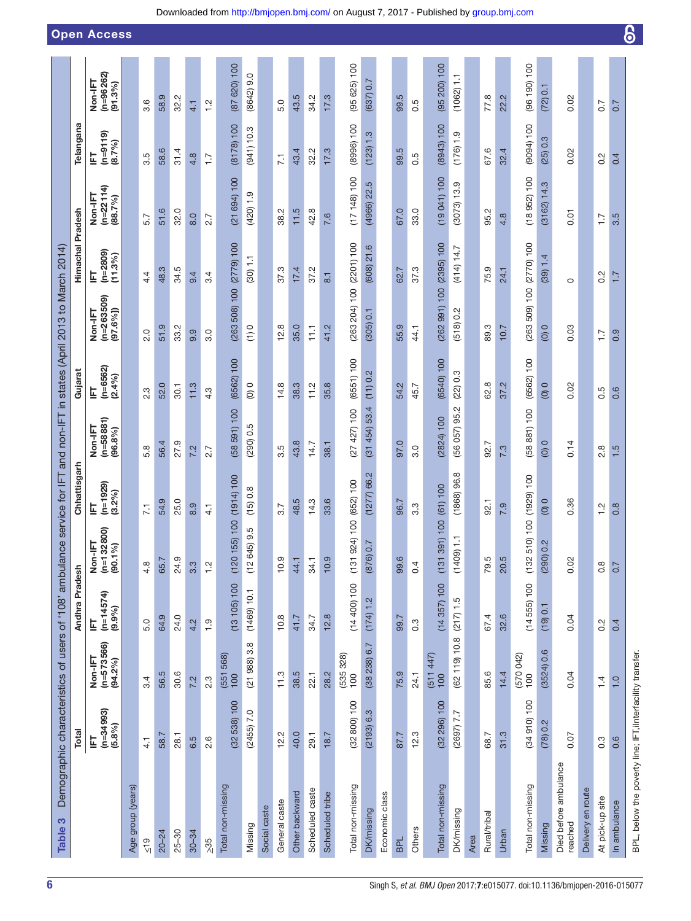**Table 3** Demographic characteristics of users of '108' ambulance service for IFT and non-IFT in states (April 2013 to March 2014)

| | Total | | Andhra Pradesh | | Chhattisgarh | | Gujarat | | Himachal Pradesh | | Telangana | |
|---|---|---|---|---|---|---|---|---|---|---|---|---|
| | IFT (n=34 993) (5.8%) | Non-IFT (n=573 566) (94.2%) | IFT (n=14 574) (9.9%) | Non-IFT (n=132 800) (90.1%) | IFT (n=1929) (3.2%) | Non-IFT (n=58 881) (96.8%) | IFT (n=6562) (2.4%) | Non-IFT (n=263 509) (97.6%]) | IFT (n=2809) (11.3%) | Non-IFT (n=22 114) (88.7%) | IFT (n=9119) (8.7%) | Non-IFT (n=96 262) (91.3%) |
| Age group (years) | | | | | | | | | | | | |
| ≤19 | 4.1 | 3.4 | 5.0 | 4.8 | 7.1 | 5.8 | 2.3 | 2.0 | 4.4 | 5.7 | 3.5 | 3.6 |
| 20–24 | 58.7 | 56.5 | 64.9 | 65.7 | 54.9 | 56.4 | 52.0 | 51.9 | 48.3 | 51.6 | 58.6 | 58.9 |
| 25–30 | 28.1 | 30.6 | 24.0 | 24.9 | 25.0 | 27.9 | 30.1 | 33.2 | 34.5 | 32.0 | 31.4 | 32.2 |
| 30–34 | 6.5 | 7.2 | 4.2 | 3.3 | 8.9 | 7.2 | 11.3 | 9.9 | 9.4 | 8.0 | 4.8 | 4.1 |
| ≥35 | 2.6 | 2.3 | 1.9 | 1.2 | 4.1 | 2.7 | 4.3 | 3.0 | 3.4 | 2.7 | 1.7 | 1.2 |
| Total non-missing | (32 538) 100 | (551 568) 100 | (13 105) 100 | (120 155) 100 | (1914) 100 | (58 591) 100 | (6562) 100 | (263 508) 100 | (2779) 100 | (21 694) 100 | (8178) 100 | (87 620) 100 |
| Missing | (2455) 7.0 | (21 988) 3.8 | (1469) 10.1 | (12 645) 9.5 | (15) 0.8 | (290) 0.5 | (0) 0 | (1) 0 | (30) 1.1 | (420) 1.9 | (941) 10.3 | (8642) 9.0 |
| Social caste | | | | | | | | | | | | |
| General caste | 12.2 | 11.3 | 10.8 | 10.9 | 3.7 | 3.5 | 14.8 | 12.8 | 37.3 | 38.2 | 7.1 | 5.0 |
| Other backward | 40.0 | 38.5 | 41.7 | 44.1 | 48.5 | 43.8 | 38.3 | 35.0 | 17.4 | 11.5 | 43.4 | 43.5 |
| Scheduled caste | 29.1 | 22.1 | 34.7 | 34.1 | 14.3 | 14.7 | 11.2 | 11.1 | 37.2 | 42.8 | 32.2 | 34.2 |
| Scheduled tribe | 18.7 | 28.2 | 12.8 | 10.9 | 33.6 | 38.1 | 35.8 | 41.2 | 8.1 | 7.6 | 17.3 | 17.3 |
| Total non-missing | (32 800) 100 | (535 328) 100 | (14 400) 100 | (131 924) 100 | (652) 100 | (27 427) 100 | (6551) 100 | (263 204) 100 | (2201) 100 | (17 148) 100 | (8996) 100 | (95 625) 100 |
| DK/missing | (2193) 6.3 | (38 238) 6.7 | (174) 1.2 | (876) 0.7 | (1277) 66.2 | (31 454) 53.4 | (11) 0.2 | (305) 0.1 | (608) 21.6 | (4966) 22.5 | (123) 1.3 | (637) 0.7 |
| Economic class | | | | | | | | | | | | |
| BPL | 87.7 | 75.9 | 99.7 | 99.6 | 96.7 | 97.0 | 54.2 | 55.9 | 62.7 | 67.0 | 99.5 | 99.5 |
| Others | 12.3 | 24.1 | 0.3 | 0.4 | 3.3 | 3.0 | 45.7 | 44.1 | 37.3 | 33.0 | 0.5 | 0.5 |
| Total non-missing | (32 296) 100 | (511 447) 100 | (14 357) 100 | (131 391) 100 | (61) 100 | (2824) 100 | (6540) 100 | (262 991) 100 | (2395) 100 | (19 041) 100 | (8943) 100 | (95 200) 100 |
| DK/missing | (2697) 7.7 | (62 119) 10.8 | (217) 1.5 | (1409) 1.1 | (1868) 96.8 | (56 057) 95.2 | (22) 0.3 | (518) 0.2 | (414) 14.7 | (3073) 13.9 | (176) 1.9 | (1062) 1.1 |
| Area | | | | | | | | | | | | |
| Rural/tribal | 68.7 | 85.6 | 67.4 | 79.5 | 92.1 | 92.7 | 62.8 | 89.3 | 75.9 | 95.2 | 67.6 | 77.8 |
| Urban | 31.3 | 14.4 | 32.6 | 20.5 | 7.9 | 7.3 | 37.2 | 10.7 | 24.1 | 4.8 | 32.4 | 22.2 |
| Total non-missing | (34 910) 100 | (570 042) 100 | (14 555) 100 | (132 510) 100 | (1929) 100 | (58 881) 100 | (6562) 100 | (263 509) 100 | (2770) 100 | (18 952) 100 | (9094) 100 | (96 190) 100 |
| Missing | (78) 0.2 | (3524) 0.6 | (19) 0.1 | (290) 0.2 | (0) 0 | (0) 0 | (0) 0 | (0) 0 | (39) 1.4 | (3162) 14.3 | (25) 0.3 | (72) 0.1 |
| Died before ambulance reached | 0.07 | 0.04 | 0.04 | 0.02 | 0.36 | 0.14 | 0.02 | 0.03 | 0 | 0.01 | 0.02 | 0.02 |
| Delivery en route | | | | | | | | | | | | |
| At pick-up site | 0.3 | 1.4 | 0.2 | 0.8 | 1.2 | 2.8 | 0.5 | 1.7 | 0.2 | 1.7 | 0.2 | 0.7 |
| In ambulance | 0.6 | 1.0 | 0.4 | 0.7 | 0.8 | 1.5 | 0.6 | 0.9 | 1.7 | 3.5 | 0.4 | 0.7 |

BPL, below the poverty line; IFT, iInterfacility transfer.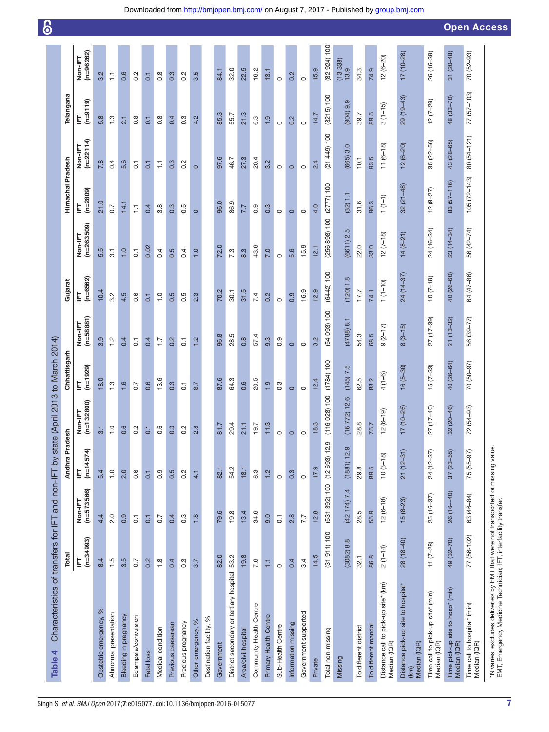**Table 4** Characteristics of transfers for IFT and non-IFT by state (April 2013 to March 2014)

| | Total | | Andhra Pradesh | | Chhattisgarh | | Gujarat | | Himachal Pradesh | | Telangana | |
|---|---|---|---|---|---|---|---|---|---|---|---|---|
| | IFT (n=34993) | Non-IFT (n=573566) | IFT (n=14574) | Non-IFT (n=132800) | IFT (n=1929) | Non-IFT (n=58881) | IFT (n=6562) | Non-IFT (n=263509) | IFT (n=2809) | Non-IFT (n=22114) | IFT (n=9119) | Non-IFT (n=96262) |
| Obstetric emergency, % | 8.4 | 4.4 | 5.4 | 3.1 | 18.0 | 3.9 | 10.4 | 5.5 | 21.0 | 7.8 | 5.8 | 3.2 |
| Abnormal presentation | 1.5 | 2.0 | 1.0 | 1.0 | 1.3 | 1.2 | 3.2 | 3.1 | 0.7 | 0.4 | 1.3 | 1.1 |
| Bleeding in pregnancy | 3.5 | 0.9 | 2.0 | 0.6 | 1.6 | 0.4 | 4.5 | 1.0 | 14.1 | 5.6 | 2.1 | 0.6 |
| Eclampsia/convulsion | 0.7 | 0.1 | 0.6 | 0.2 | 0.7 | 0.1 | 0.6 | 0.1 | 1.1 | 0.1 | 0.8 | 0.2 |
| Fetal loss | 0.2 | 0.1 | 0.1 | 0.1 | 0.6 | 0.4 | 0.1 | 0.02 | 0.4 | 0.1 | 0.1 | 0.1 |
| Medical condition | 1.8 | 0.7 | 0.9 | 0.6 | 13.6 | 1.7 | 1.0 | 0.4 | 3.8 | 1.1 | 0.8 | 0.8 |
| Previous caesarean | 0.4 | 0.4 | 0.5 | 0.3 | 0.3 | 0.2 | 0.5 | 0.5 | 0.3 | 0.3 | 0.4 | 0.3 |
| Precious pregnancy | 0.3 | 0.3 | 0.2 | 0.2 | 0.1 | 0.1 | 0.5 | 0.4 | 0.5 | 0.2 | 0.3 | 0.2 |
| Other emergency, % | 3.7 | 1.8 | 4.1 | 2.8 | 8.7 | 1.2 | 2.3 | 1.0 | 0 | 0 | 4.2 | 3.5 |
| Destination facility, % | | | | | | | | | | | | |
| Government | 82.0 | 79.6 | 82.1 | 81.7 | 87.6 | 96.8 | 70.2 | 72.0 | 96.0 | 97.6 | 85.3 | 84.1 |
| District secondary or tertiary hospital | 53.2 | 19.8 | 54.2 | 29.4 | 64.3 | 28.5 | 30.1 | 7.3 | 86.9 | 46.7 | 55.7 | 32.0 |
| Area/civil hospital | 19.8 | 13.4 | 18.1 | 21.1 | 0.6 | 0.8 | 31.5 | 8.3 | 7.7 | 27.3 | 21.3 | 22.5 |
| Community Health Centre | 7.6 | 34.6 | 8.3 | 19.7 | 20.5 | 57.4 | 7.4 | 43.6 | 0.9 | 20.4 | 6.3 | 16.2 |
| Primary Health Centre | 1.1 | 9.0 | 1.2 | 11.3 | 1.9 | 9.3 | 0.2 | 7.0 | 0.3 | 3.2 | 1.9 | 13.1 |
| Sub-Health Centre | 0 | 0.1 | 0 | 0 | 0.3 | 0.9 | 0 | 0 | 0 | 0 | 0 | 0 |
| Information missing | 0.4 | 2.8 | 0.3 | 0 | 0 | 0 | 0.9 | 5.6 | 0 | 0 | 0.2 | 0.2 |
| Government supported | 3.4 | 7.7 | 0 | 0 | 0 | 0 | 16.9 | 15.9 | 0 | 0 | 0 | 0 |
| Private | 14.5 | 12.8 | 17.9 | 18.3 | 12.4 | 3.2 | 12.9 | 12.1 | 4.0 | 2.4 | 14.7 | 15.9 |
| Total non-missing | (31 911) 100 | (531 392) 100 | (12 693) 12.9 | (116 028) 100 | (1784) 100 | (54 093) 100 | (6442) 100 | (256 898) 100 | (2777) 100 | (21 449) 100 | (8215) 100 | (82 924) 100 |
| Missing | (3082) 8.8 | (42 174) 7.4 | (1881) 12.9 | (16 772) 12.6 | (145) 7.5 | (4788) 8.1 | (120) 1.8 | (6611) 2.5 | (32) 1.1 | (665) 3.0 | (904) 9.9 | (13 338) 13.9 |
| To different district | 32.1 | 28.5 | 29.8 | 28.8 | 62.5 | 54.3 | 17.7 | 22.0 | 31.6 | 10.1 | 39.7 | 34.3 |
| To different mandal | 86.8 | 55.9 | 89.5 | 75.7 | 83.2 | 68.5 | 74.1 | 33.0 | 96.3 | 93.5 | 89.5 | 74.9 |
| Distance call to pick-up site* (km) Median (IQR) | 2 (1–14) | 12 (6–18) | 10 (3–18) | 12 (6–19) | 4 (1–6) | 9 (2–17) | 1 (1–10) | 12 (7–18) | 1 (1–1) | 11 (6–18) | 3 (1–15) | 12 (6–20) |
| Distance pick-up site to hospital* (km) Median (IQR) | 28 (18–40) | 15 (8–23) | 21 (12–31) | 17 (10–26) | 16 (5–30) | 8 (3–15) | 24 (14–37) | 14 (8–21) | 32 (21–48) | 12 (6–20) | 29 (19–43) | 17 (10–28) |
| Time call to pick-up site* (min) Median (IQR) | 11 (7–28) | 25 (16–37) | 24 (12–37) | 27 (17–40) | 15 (7–33) | 27 (17–39) | 10 (7–19) | 24 (16–34) | 12 (8–27) | 35 (22–56) | 12 (7–29) | 26 (16–39) |
| Time pick-up site to hosp* (min) Median (IQR) | 49 (32–70) | 26 (16–40) | 37 (23–55) | 32 (20–46) | 40 (26–64) | 21 (13–32) | 40 (26–60) | 23 (14–34) | 83 (57–116) | 43 (28–65) | 48 (33–70) | 31 (20–48) |
| Time call to hospital* (min) Median (IQR) | 77 (56–102) | 63 (46–84) | 75 (55–97) | 72 (54–93) | 70 (50–97) | 56 (39–77) | 64 (47–86) | 56 (42–74) | 105 (72–143) | 80 (54–121) | 77 (57–103) | 70 (52–93) |

*N varies, excludes deliveries by EMT that were not transported or missing value.
EMT, Emergency Medicine Technician; IFT, interfacility transfer.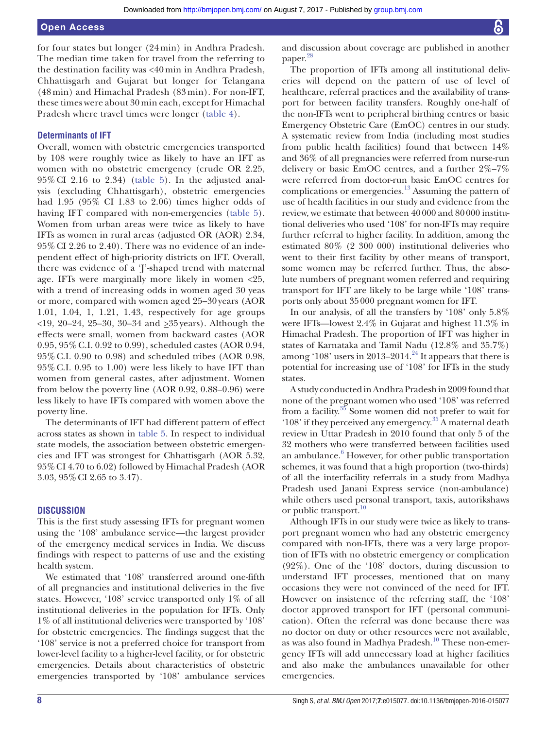for four states but longer (24 min) in Andhra Pradesh. The median time taken for travel from the referring to the destination facility was <40 min in Andhra Pradesh, Chhattisgarh and Gujarat but longer for Telangana (48 min) and Himachal Pradesh (83 min). For non-IFT, these times were about 30 min each, except for Himachal Pradesh where travel times were longer (table 4).

### Determinants of IFT

Overall, women with obstetric emergencies transported by 108 were roughly twice as likely to have an IFT as women with no obstetric emergency (crude OR 2.25, 95% CI 2.16 to 2.34) (table 5). In the adjusted analysis (excluding Chhattisgarh), obstetric emergencies had 1.95 (95% CI 1.83 to 2.06) times higher odds of having IFT compared with non-emergencies (table 5). Women from urban areas were twice as likely to have IFTs as women in rural areas (adjusted OR (AOR) 2.34, 95% CI 2.26 to 2.40). There was no evidence of an independent effect of high-priority districts on IFT. Overall, there was evidence of a 'J'-shaped trend with maternal age. IFTs were marginally more likely in women <25, with a trend of increasing odds in women aged 30 yeas or more, compared with women aged 25–30 years (AOR 1.01, 1.04, 1, 1.21, 1.43, respectively for age groups <19, 20–24, 25–30, 30–34 and ≥35 years). Although the effects were small, women from backward castes (AOR 0.95, 95% C.I. 0.92 to 0.99), scheduled castes (AOR 0.94, 95% C.I. 0.90 to 0.98) and scheduled tribes (AOR 0.98, 95% C.I. 0.95 to 1.00) were less likely to have IFT than women from general castes, after adjustment. Women from below the poverty line (AOR 0.92, 0.88–0.96) were less likely to have IFTs compared with women above the poverty line.

The determinants of IFT had different pattern of effect across states as shown in table 5. In respect to individual state models, the association between obstetric emergencies and IFT was strongest for Chhattisgarh (AOR 5.32, 95% CI 4.70 to 6.02) followed by Himachal Pradesh (AOR 3.03, 95% CI 2.65 to 3.47).

## DISCUSSION

This is the first study assessing IFTs for pregnant women using the '108' ambulance service—the largest provider of the emergency medical services in India. We discuss findings with respect to patterns of use and the existing health system.

We estimated that '108' transferred around one-fifth of all pregnancies and institutional deliveries in the five states. However, '108' service transported only 1% of all institutional deliveries in the population for IFTs. Only 1% of all institutional deliveries were transported by '108' for obstetric emergencies. The findings suggest that the '108' service is not a preferred choice for transport from lower-level facility to a higher-level facility, or for obstetric emergencies. Details about characteristics of obstetric emergencies transported by '108' ambulance services and discussion about coverage are published in another paper.[28]

The proportion of IFTs among all institutional deliveries will depend on the pattern of use of level of healthcare, referral practices and the availability of transport for between facility transfers. Roughly one-half of the non-IFTs went to peripheral birthing centres or basic Emergency Obstetric Care (EmOC) centres in our study. A systematic review from India (including most studies from public health facilities) found that between 14% and 36% of all pregnancies were referred from nurse-run delivery or basic EmOC centres, and a further 2%–7% were referred from doctor-run basic EmOC centres for complications or emergencies.[13] Assuming the pattern of use of health facilities in our study and evidence from the review, we estimate that between 40 000 and 80 000 institutional deliveries who used '108' for non-IFTs may require further referral to higher facility. In addition, among the estimated 80% (2 300 000) institutional deliveries who went to their first facility by other means of transport, some women may be referred further. Thus, the absolute numbers of pregnant women referred and requiring transport for IFT are likely to be large while '108' transports only about 35 000 pregnant women for IFT.

In our analysis, of all the transfers by '108' only 5.8% were IFTs—lowest 2.4% in Gujarat and highest 11.3% in Himachal Pradesh. The proportion of IFT was higher in states of Karnataka and Tamil Nadu (12.8% and 35.7%) among '108' users in 2013–2014.[24] It appears that there is potential for increasing use of '108' for IFTs in the study states.

A study conducted in Andhra Pradesh in 2009 found that none of the pregnant women who used '108' was referred from a facility.[35] Some women did not prefer to wait for '108' if they perceived any emergency.[35] A maternal death review in Uttar Pradesh in 2010 found that only 5 of the 32 mothers who were transferred between facilities used an ambulance.[6] However, for other public transportation schemes, it was found that a high proportion (two-thirds) of all the interfacility referrals in a study from Madhya Pradesh used Janani Express service (non-ambulance) while others used personal transport, taxis, autorikshaws or public transport.[10]

Although IFTs in our study were twice as likely to transport pregnant women who had any obstetric emergency compared with non-IFTs, there was a very large proportion of IFTs with no obstetric emergency or complication (92%). One of the '108' doctors, during discussion to understand IFT processes, mentioned that on many occasions they were not convinced of the need for IFT. However on insistence of the referring staff, the '108' doctor approved transport for IFT (personal communication). Often the referral was done because there was no doctor on duty or other resources were not available, as was also found in Madhya Pradesh.[10] These non-emergency IFTs will add unnecessary load at higher facilities and also make the ambulances unavailable for other emergencies.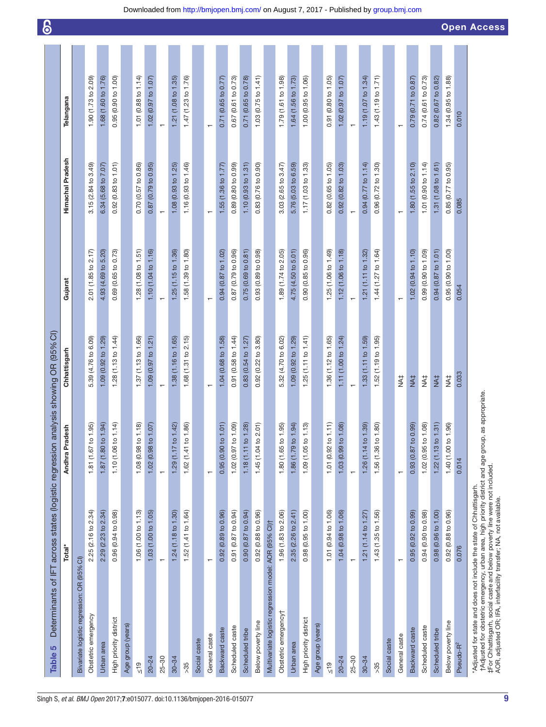**Table 5** Determinants of IFT across states (logistic regression analysis showing OR (95% CI)

| | Total* | Andhra Pradesh | Chhattisgarh | Gujarat | Himachal Pradesh | Telangana |
|---|---|---|---|---|---|---|
| **Bivariate logistic regression: OR (95% CI)** | | | | | | |
| Obstetric emergency | 2.25 (2.16 to 2.34) | 1.81 (1.67 to 1.95) | 5.39 (4.76 to 6.09) | 2.01 (1.85 to 2.17) | 3.15 (2.84 to 3.49) | 1.90 (1.73 to 2.09) |
| Urban area | 2.29 (2.23 to 2.34) | 1.87 (1.80 to 1.94) | 1.09 (0.92 to 1.29) | 4.93 (4.69 to 5.20) | 6.34 (5.68 to 7.07) | 1.68 (1.60 to 1.76) |
| High priority district | 0.96 (0.94 to 0.98) | 1.10 (1.06 to 1.14) | 1.28 (1.13 to 1.44) | 0.69 (0.65 to 0.73) | 0.92 (0.83 to 1.01) | 0.95 (0.90 to 1.00) |
| Age group (years) | | | | | | |
| ≤19 | 1.06 (1.00 to 1.13) | 1.08 (0.98 to 1.18) | 1.37 (1.13 to 1.66) | 1.28 (1.08 to 1.51) | 0.70 (0.57 to 0.86) | 1.01 (0.88 to 1.14) |
| 20–24 | 1.03 (1.00 to 1.05) | 1.02 (0.98 to 1.07) | 1.09 (0.97 to 1.21) | 1.10 (1.04 to 1.16) | 0.87 (0.79 to 0.95) | 1.02 (0.97 to 1.07) |
| 25–30 | 1 | 1 | 1 | 1 | 1 | 1 |
| 30–34 | 1.24 (1.18 to 1.30) | 1.29 (1.17 to 1.42) | 1.38 (1.16 to 1.65) | 1.25 (1.15 to 1.36) | 1.08 (0.93 to 1.25) | 1.21 (1.08 to 1.35) |
| >35 | 1.52 (1.41 to 1.64) | 1.62 (1.41 to 1.86) | 1.68 (1.31 to 2.15) | 1.58 (1.39 to 1.80) | 1.16 (0.93 to 1.46) | 1.47 (1.23 to 1.76) |
| Social caste | | | | | | |
| General caste | 1 | 1 | 1 | 1 | 1 | 1 |
| Backward caste | 0.92 (0.89 to 0.96) | 0.95 (0.90 to 1.01) | 1.04 (0.68 to 1.58) | 0.94 (0.87 to 1.02) | 1.55 (1.36 to 1.77) | 0.71 (0.65 to 0.77) |
| Scheduled caste | 0.91 (0.87 to 0.94) | 1.02 (0.97 to 1.09) | 0.91 (0.58 to 1.44) | 0.87 (0.79 to 0.96) | 0.89 (0.80 to 0.99) | 0.67 (0.61 to 0.73) |
| Scheduled tribe | 0.90 (0.87 to 0.94) | 1.18 (1.11 to 1.28) | 0.83 (0.54 to 1.27) | 0.75 (0.69 to 0.81) | 1.10 (0.93 to 1.31) | 0.71 (0.65 to 0.78) |
| Below poverty line | 0.92 (0.88 to 0.96) | 1.45 (1.04 to 2.01) | 0.92 (0.22 to 3.80) | 0.93 (0.89 to 0.98) | 0.83 (0.76 to 0.90) | 1.03 (0.75 to 1.41) |
| **Multivariate logistic regression model: AOR (95% CI)†** | | | | | | |
| Obstetric emergency† | 1.96 (1.83 to 2.06) | 1.80 (1.65 to 1.95) | 5.32 (4.70 to 6.02) | 1.89 (1.74 to 2.05) | 3.03 (2.65 to 3.47) | 1.79 (1.61 to 1.98) |
| Urban area | 2.35 (2.26 to 2.41) | 1.86 (1.79 to 1.94) | 1.09 (0.92 to 1.29) | 4.75 (4.50 to 5.01) | 5.76 (5.03 to 6.59) | 1.64 (1.56 to 1.73) |
| High priority district | 0.98 (0.95 to 1.00) | 1.09 (1.05 to 1.13) | 1.25 (1.11 to 1.41) | 0.90 (0.85 to 0.96) | 1.17 (1.03 to 1.33) | 1.00 (0.95 to 1.06) |
| Age group (years) | | | | | | |
| ≤19 | 1.01 (0.94 to 1.06) | 1.01 (0.92 to 1.11) | 1.36 (1.12 to 1.65) | 1.25 (1.06 to 1.49) | 0.82 (0.65 to 1.05) | 0.91 (0.80 to 1.05) |
| 20–24 | 1.04 (0.98 to 1.06) | 1.03 (0.99 to 1.08) | 1.11 (1.00 to 1.24) | 1.12 (1.06 to 1.18) | 0.92 (0.82 to 1.03) | 1.02 (0.97 to 1.07) |
| 25–30 | 1 | 1 | 1 | 1 | 1 | 1 |
| 30–34 | 1.21 (1.14 to 1.27) | 1.26 (1.14 to 1.39) | 1.33 (1.11 to 1.59) | 1.21 (1.11 to 1.32) | 0.94 (0.77 to 1.14) | 1.19 (1.07 to 1.34) |
| >35 | 1.43 (1.35 to 1.56) | 1.56 (1.36 to 1.80) | 1.52 (1.19 to 1.95) | 1.44 (1.27 to 1.64) | 0.96 (0.72 to 1.30) | 1.43 (1.19 to 1.71) |
| Social caste | | | | | | |
| General caste | 1 | 1 | NA‡ | 1 | 1 | 1 |
| Backward caste | 0.95 (0.92 to 0.99) | 0.93 (0.87 to 0.99) | NA‡ | 1.02 (0.94 to 1.10) | 1.80 (1.55 to 2.10) | 0.79 (0.71 to 0.87) |
| Scheduled caste | 0.94 (0.90 to 0.98) | 1.02 (0.95 to 1.08) | NA‡ | 0.99 (0.90 to 1.09) | 1.01 (0.90 to 1.14) | 0.74 (0.61 to 0.73) |
| Scheduled tribe | 0.98 (0.96 to 1.00) | 1.22 (1.13 to 1.31) | NA‡ | 0.94 (0.87 to 1.01) | 1.31 (1.08 to 1.61) | 0.82 (0.67 to 0.82) |
| Below poverty line | 0.92 (0.88 to 0.96) | 1.40 (1.00 to 1.96) | NA‡ | 0.95 (0.90 to 1.00) | 0.85 (0.77 to 0.95) | 1.34 (0.95 to 1.88) |
| Pseudo-$R^2$ | 0.076 | 0.014 | 0.033 | 0.054 | 0.085 | 0.010 |

*Adjusted for state and does not include the state of Chhattisgarh.
†Adjusted for obstetric emergency, urban area, high priority district and age group, as appropriate.
‡For Chhattisgarh, social caste and below poverty line were not included.
AOR, adjusted OR; IFA, interfacility transfer; NA, not available.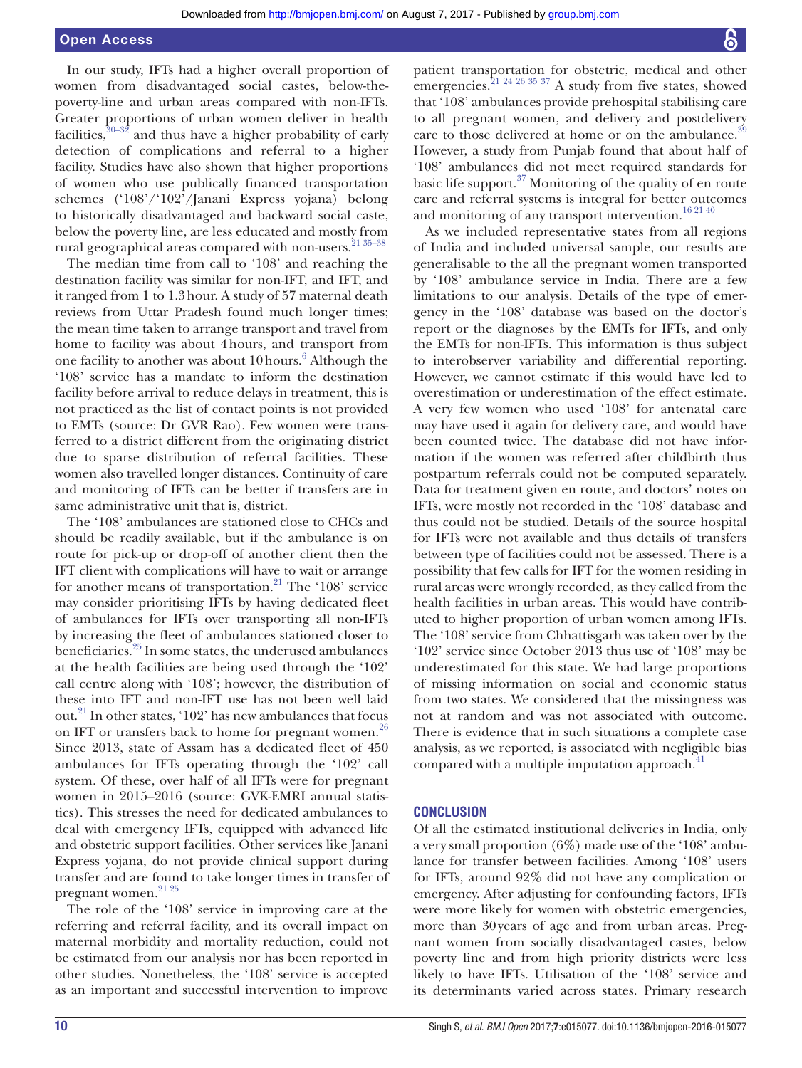In our study, IFTs had a higher overall proportion of women from disadvantaged social castes, below-the-poverty-line and urban areas compared with non-IFTs. Greater proportions of urban women deliver in health facilities,[30–32] and thus have a higher probability of early detection of complications and referral to a higher facility. Studies have also shown that higher proportions of women who use publically financed transportation schemes ('108'/'102'/Janani Express yojana) belong to historically disadvantaged and backward social caste, below the poverty line, are less educated and mostly from rural geographical areas compared with non-users.[21 35–38]

The median time from call to '108' and reaching the destination facility was similar for non-IFT, and IFT, and it ranged from 1 to 1.3 hour. A study of 57 maternal death reviews from Uttar Pradesh found much longer times; the mean time taken to arrange transport and travel from home to facility was about 4 hours, and transport from one facility to another was about 10 hours.[6] Although the '108' service has a mandate to inform the destination facility before arrival to reduce delays in treatment, this is not practiced as the list of contact points is not provided to EMTs (source: Dr GVR Rao). Few women were transferred to a district different from the originating district due to sparse distribution of referral facilities. These women also travelled longer distances. Continuity of care and monitoring of IFTs can be better if transfers are in same administrative unit that is, district.

The '108' ambulances are stationed close to CHCs and should be readily available, but if the ambulance is on route for pick-up or drop-off of another client then the IFT client with complications will have to wait or arrange for another means of transportation.[21] The '108' service may consider prioritising IFTs by having dedicated fleet of ambulances for IFTs over transporting all non-IFTs by increasing the fleet of ambulances stationed closer to beneficiaries.[25] In some states, the underused ambulances at the health facilities are being used through the '102' call centre along with '108'; however, the distribution of these into IFT and non-IFT use has not been well laid out.[21] In other states, '102' has new ambulances that focus on IFT or transfers back to home for pregnant women.[26] Since 2013, state of Assam has a dedicated fleet of 450 ambulances for IFTs operating through the '102' call system. Of these, over half of all IFTs were for pregnant women in 2015–2016 (source: GVK-EMRI annual statistics). This stresses the need for dedicated ambulances to deal with emergency IFTs, equipped with advanced life and obstetric support facilities. Other services like Janani Express yojana, do not provide clinical support during transfer and are found to take longer times in transfer of pregnant women.[21 25]

The role of the '108' service in improving care at the referring and referral facility, and its overall impact on maternal morbidity and mortality reduction, could not be estimated from our analysis nor has been reported in other studies. Nonetheless, the '108' service is accepted as an important and successful intervention to improve patient transportation for obstetric, medical and other emergencies.[21 24 26 35 37] A study from five states, showed that '108' ambulances provide prehospital stabilising care to all pregnant women, and delivery and postdelivery care to those delivered at home or on the ambulance.[39] However, a study from Punjab found that about half of '108' ambulances did not meet required standards for basic life support.[37] Monitoring of the quality of en route care and referral systems is integral for better outcomes and monitoring of any transport intervention.[16 21 40]

As we included representative states from all regions of India and included universal sample, our results are generalisable to the all the pregnant women transported by '108' ambulance service in India. There are a few limitations to our analysis. Details of the type of emergency in the '108' database was based on the doctor's report or the diagnoses by the EMTs for IFTs, and only the EMTs for non-IFTs. This information is thus subject to interobserver variability and differential reporting. However, we cannot estimate if this would have led to overestimation or underestimation of the effect estimate. A very few women who used '108' for antenatal care may have used it again for delivery care, and would have been counted twice. The database did not have information if the women was referred after childbirth thus postpartum referrals could not be computed separately. Data for treatment given en route, and doctors' notes on IFTs, were mostly not recorded in the '108' database and thus could not be studied. Details of the source hospital for IFTs were not available and thus details of transfers between type of facilities could not be assessed. There is a possibility that few calls for IFT for the women residing in rural areas were wrongly recorded, as they called from the health facilities in urban areas. This would have contributed to higher proportion of urban women among IFTs. The '108' service from Chhattisgarh was taken over by the '102' service since October 2013 thus use of '108' may be underestimated for this state. We had large proportions of missing information on social and economic status from two states. We considered that the missingness was not at random and was not associated with outcome. There is evidence that in such situations a complete case analysis, as we reported, is associated with negligible bias compared with a multiple imputation approach.[41]

## CONCLUSION

Of all the estimated institutional deliveries in India, only a very small proportion (6%) made use of the '108' ambulance for transfer between facilities. Among '108' users for IFTs, around 92% did not have any complication or emergency. After adjusting for confounding factors, IFTs were more likely for women with obstetric emergencies, more than 30 years of age and from urban areas. Pregnant women from socially disadvantaged castes, below poverty line and from high priority districts were less likely to have IFTs. Utilisation of the '108' service and its determinants varied across states. Primary research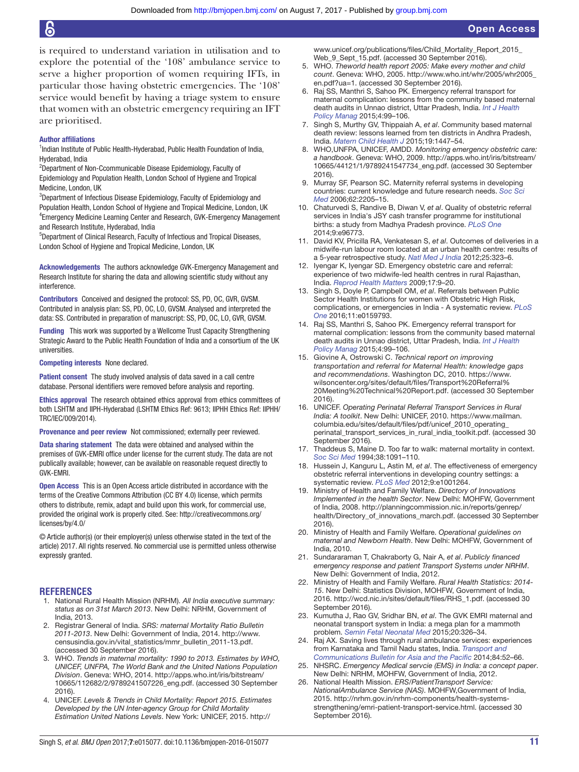is required to understand variation in utilisation and to explore the potential of the '108' ambulance service to serve a higher proportion of women requiring IFTs, in particular those having obstetric emergencies. The '108' service would benefit by having a triage system to ensure that women with an obstetric emergency requiring an IFT are prioritised.

**Author affiliations**

[1]Indian Institute of Public Health-Hyderabad, Public Health Foundation of India, Hyderabad, India

[2]Department of Non-Ccommunicable Disease Epidemiology, Faculty of Epidemiology and Population Health, London School of Hygiene and Tropical Medicine, London, UK

[3]Department of Infectious Disease Epidemiology, Faculty of Epidemiology and Population Health, London School of Hygiene and Tropical Medicine, London, UK

[4]Emergency Medicine Learning Center and Research, GVK-Emergency Management and Research Institute, Hyderabad, India

[5]Department of Clinical Research, Faculty of Infectious and Tropical Diseases, London School of Hygiene and Tropical Medicine, London, UK

**Acknowledgements** The authors acknowledge GVK-Emergency Management and Research Institute for sharing the data and allowing scientific study without any interference.

**Contributors** Conceived and designed the protocol: SS, PD, OC, GVR, GVSM. Contributed in analysis plan: SS, PD, OC, LO, GVSM. Analysed and interpreted the data: SS. Contributed in preparation of manuscript: SS, PD, OC, LO, GVR, GVSM.

**Funding** This work was supported by a Wellcome Trust Capacity Strengthening Strategic Award to the Public Health Foundation of India and a consortium of the UK universities.

**Competing interests** None declared.

**Patient consent** The study involved analysis of data saved in a call centre database. Personal identifiers were removed before analysis and reporting.

**Ethics approval** The research obtained ethics approval from ethics committees of both LSHTM and IIPH-Hyderabad (LSHTM Ethics Ref: 9613; IIPHH Ethics Ref: IIPHH/TRC/IEC/009/2014).

**Provenance and peer review** Not commissioned; externally peer reviewed.

**Data sharing statement** The data were obtained and analysed within the premises of GVK-EMRI office under license for the current study. The data are not publically available; however, can be available on reasonable request directly to GVK-EMRI.

**Open Access** This is an Open Access article distributed in accordance with the terms of the Creative Commons Attribution (CC BY 4.0) license, which permits others to distribute, remix, adapt and build upon this work, for commercial use, provided the original work is properly cited. See: http://creativecommons.org/licenses/by/4.0/

© Article author(s) (or their employer(s) unless otherwise stated in the text of the article) 2017. All rights reserved. No commercial use is permitted unless otherwise expressly granted.

## REFERENCES

1. National Rural Health Mission (NRHM). *All India executive summary: status as on 31st March 2013*. New Delhi: NRHM, Government of India, 2013.
2. Registrar General of India. *SRS: maternal Mortality Ratio Bulletin 2011-2013*. New Delhi: Government of India, 2014. http://www.censusindia.gov.in/vital_statistics/mmr_bulletin_2011-13.pdf. (accessed 30 September 2016).
3. WHO. *Trends in maternal mortality: 1990 to 2013. Estimates by WHO, UNICEF, UNFPA, The World Bank and the United Nations Population Division*. Geneva: WHO, 2014. http://apps.who.int/iris/bitstream/10665/112682/2/9789241507226_eng.pdf. (accessed 30 September 2016).
4. UNICEF. *Levels & Trends in Child Mortality: Report 2015. Estimates Developed by the UN Inter-agency Group for Child Mortality Estimation United Nations Levels*. New York: UNICEF, 2015. http://www.unicef.org/publications/files/Child_Mortality_Report_2015_Web_9_Sept_15.pdf. (accessed 30 September 2016).
5. WHO. *Theworld health report 2005: Make every mother and child count*. Geneva: WHO, 2005. http://www.who.int/whr/2005/whr2005_en.pdf?ua=1. (accessed 30 September 2016).
6. Raj SS, Manthri S, Sahoo PK. Emergency referral transport for maternal complication: lessons from the community based maternal death audits in Unnao district, Uttar Pradesh, India. *Int J Health Policy Manag* 2015;4:99–106.
7. Singh S, Murthy GV, Thippaiah A, *et al*. Community based maternal death review: lessons learned from ten districts in Andhra Pradesh, India. *Matern Child Health J* 2015;19:1447–54.
8. WHO,UNFPA, UNICEF, AMDD. *Monitoring emergency obstetric care: a handbook*. Geneva: WHO, 2009. http://apps.who.int/iris/bitstream/10665/44121/1/9789241547734_eng.pdf. (accessed 30 September 2016).
9. Murray SF, Pearson SC. Maternity referral systems in developing countries: current knowledge and future research needs. *Soc Sci Med* 2006;62:2205–15.
10. Chaturvedi S, Randive B, Diwan V, *et al*. Quality of obstetric referral services in India's JSY cash transfer programme for institutional births: a study from Madhya Pradesh province. *PLoS One* 2014;9:e96773.
11. David KV, Pricilla RA, Venkatesan S, *et al*. Outcomes of deliveries in a midwife-run labour room located at an urban health centre: results of a 5-year retrospective study. *Natl Med J India* 2012;25:323–6.
12. Iyengar K, Iyengar SD. Emergency obstetric care and referral: experience of two midwife-led health centres in rural Rajasthan, India. *Reprod Health Matters* 2009;17:9–20.
13. Singh S, Doyle P, Campbell OM, *et al*. Referrals between Public Sector Health Institutions for women with Obstetric High Risk, complications, or emergencies in India - A systematic review. *PLoS One* 2016;11:e0159793.
14. Raj SS, Manthri S, Sahoo PK. Emergency referral transport for maternal complication: lessons from the community based maternal death audits in Unnao district, Uttar Pradesh, India. *Int J Health Policy Manag* 2015;4:99–106.
15. Giovine A, Ostrowski C. *Technical report on improving transportation and referral for Maternal Health: knowledge gaps and recommendations*. Washington DC, 2010. https://www.wilsoncenter.org/sites/default/files/Transport%20Referral%20Meeting%20Technical%20Report.pdf. (accessed 30 September 2016).
16. UNICEF. *Operating Perinatal Referral Transport Services in Rural India: A toolkit*. New Delhi: UNICEF, 2010. https://www.mailman.columbia.edu/sites/default/files/pdf/unicef_2010_operating_perinatal_transport_services_in_rural_india_toolkit.pdf. (accessed 30 September 2016).
17. Thaddeus S, Maine D. Too far to walk: maternal mortality in context. *Soc Sci Med* 1994;38:1091–110.
18. Hussein J, Kanguru L, Astin M, *et al*. The effectiveness of emergency obstetric referral interventions in developing country settings: a systematic review. *PLoS Med* 2012;9:e1001264.
19. Ministry of Health and Family Welfare. *Directory of Innovations Implemented in the health Sector*. New Delhi: MOHFW, Government of India, 2008. http://planningcommission.nic.in/reports/genrep/health/Directory_of_innovations_march.pdf. (accessed 30 September 2016).
20. Ministry of Health and Family Welfare. *Operational guidelines on maternal and Newborn Health*. New Delhi: MOHFW, Government of India, 2010.
21. Sundararaman T, Chakraborty G, Nair A, *et al*. *Publicly financed emergency response and patient Transport Systems under NRHM*. New Delhi: Government of India, 2012.
22. Ministry of Health and Family Welfare. *Rural Health Statistics: 2014-15*. New Delhi: Statistics Division, MOHFW, Government of India, 2016. http://wcd.nic.in/sites/default/files/RHS_1.pdf. (accessed 30 September 2016).
23. Kumutha J, Rao GV, Sridhar BN, *et al*. The GVK EMRI maternal and neonatal transport system in India: a mega plan for a mammoth problem. *Semin Fetal Neonatal Med* 2015;20:326–34.
24. Raj AX. Saving lives through rural ambulance services: experiences from Karnataka and Tamil Nadu states, India. *Transport and Communications Bulletin for Asia and the Pacific* 2014;84:52–66.
25. NHSRC. *Emergency Medical servcie (EMS) in India: a concept paper*. New Delhi: NRHM, MOHFW, Government of India, 2012.
26. National Health Mission. *ERS/PatientTransport Service: NationalAmbulance Service (NAS)*. MOHFW,Government of India, 2015. http://nrhm.gov.in/nrhm-components/health-systems-strengthening/emri-patient-transport-service.html. (accessed 30 September 2016).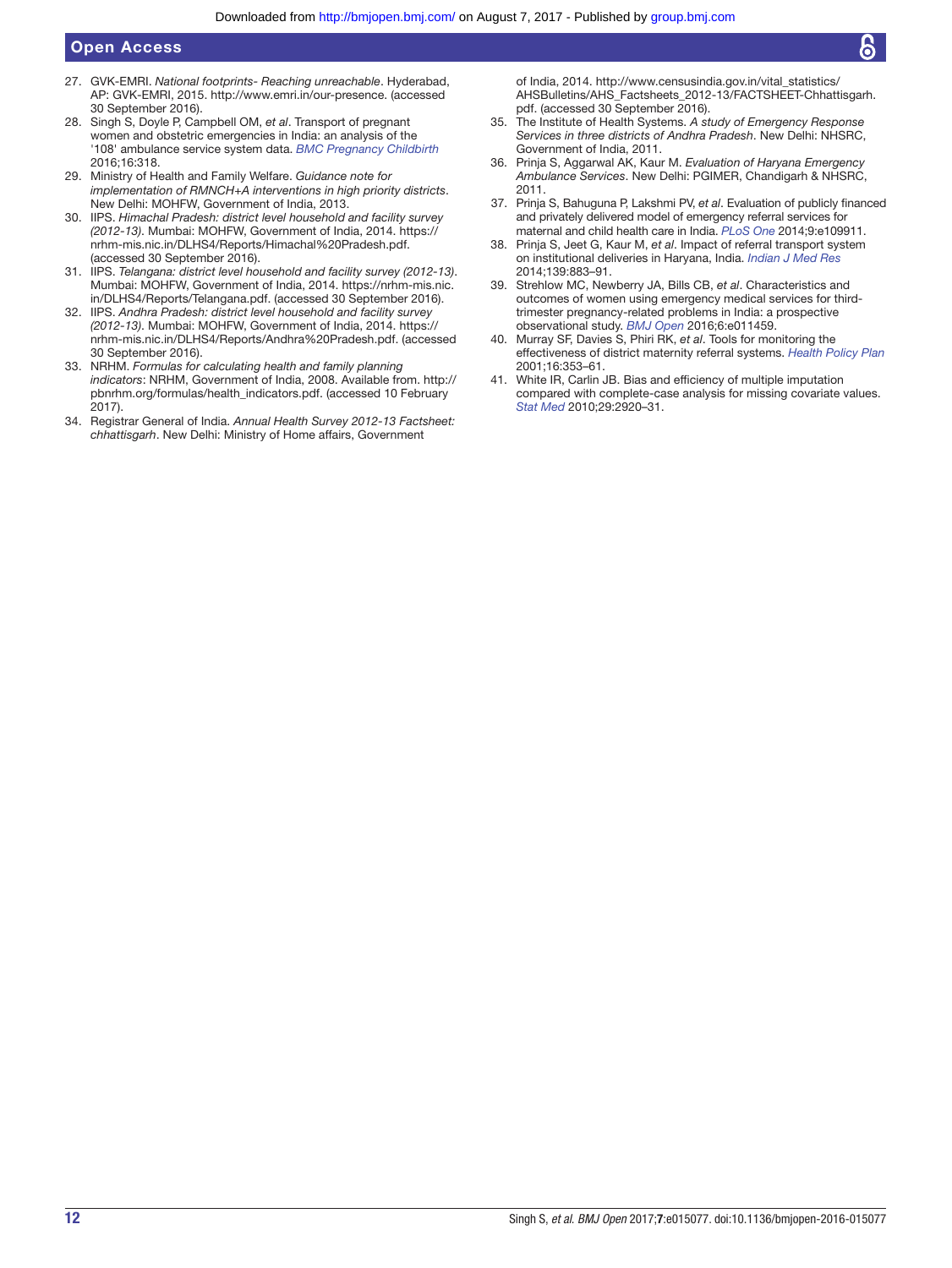27. GVK-EMRI. *National footprints- Reaching unreachable*. Hyderabad, AP: GVK-EMRI, 2015. http://www.emri.in/our-presence. (accessed 30 September 2016).
28. Singh S, Doyle P, Campbell OM, *et al*. Transport of pregnant women and obstetric emergencies in India: an analysis of the '108' ambulance service system data. *BMC Pregnancy Childbirth* 2016;16:318.
29. Ministry of Health and Family Welfare. *Guidance note for implementation of RMNCH+A interventions in high priority districts*. New Delhi: MOHFW, Government of India, 2013.
30. IIPS. *Himachal Pradesh: district level household and facility survey (2012-13)*. Mumbai: MOHFW, Government of India, 2014. https://nrhm-mis.nic.in/DLHS4/Reports/Himachal%20Pradesh.pdf. (accessed 30 September 2016).
31. IIPS. *Telangana: district level household and facility survey (2012-13)*. Mumbai: MOHFW, Government of India, 2014. https://nrhm-mis.nic.in/DLHS4/Reports/Telangana.pdf. (accessed 30 September 2016).
32. IIPS. *Andhra Pradesh: district level household and facility survey (2012-13)*. Mumbai: MOHFW, Government of India, 2014. https://nrhm-mis.nic.in/DLHS4/Reports/Andhra%20Pradesh.pdf. (accessed 30 September 2016).
33. NRHM. *Formulas for calculating health and family planning indicators*: NRHM, Government of India, 2008. Available from. http://pbnrhm.org/formulas/health_indicators.pdf. (accessed 10 February 2017).
34. Registrar General of India. *Annual Health Survey 2012-13 Factsheet: chhattisgarh*. New Delhi: Ministry of Home affairs, Government of India, 2014. http://www.censusindia.gov.in/vital_statistics/AHSBulletins/AHS_Factsheets_2012-13/FACTSHEET-Chhattisgarh.pdf. (accessed 30 September 2016).
35. The Institute of Health Systems. *A study of Emergency Response Services in three districts of Andhra Pradesh*. New Delhi: NHSRC, Government of India, 2011.
36. Prinja S, Aggarwal AK, Kaur M. *Evaluation of Haryana Emergency Ambulance Services*. New Delhi: PGIMER, Chandigarh & NHSRC, 2011.
37. Prinja S, Bahuguna P, Lakshmi PV, *et al*. Evaluation of publicly financed and privately delivered model of emergency referral services for maternal and child health care in India. *PLoS One* 2014;9:e109911.
38. Prinja S, Jeet G, Kaur M, *et al*. Impact of referral transport system on institutional deliveries in Haryana, India. *Indian J Med Res* 2014;139:883–91.
39. Strehlow MC, Newberry JA, Bills CB, *et al*. Characteristics and outcomes of women using emergency medical services for third-trimester pregnancy-related problems in India: a prospective observational study. *BMJ Open* 2016;6:e011459.
40. Murray SF, Davies S, Phiri RK, *et al*. Tools for monitoring the effectiveness of district maternity referral systems. *Health Policy Plan* 2001;16:353–61.
41. White IR, Carlin JB. Bias and efficiency of multiple imputation compared with complete-case analysis for missing covariate values. *Stat Med* 2010;29:2920–31.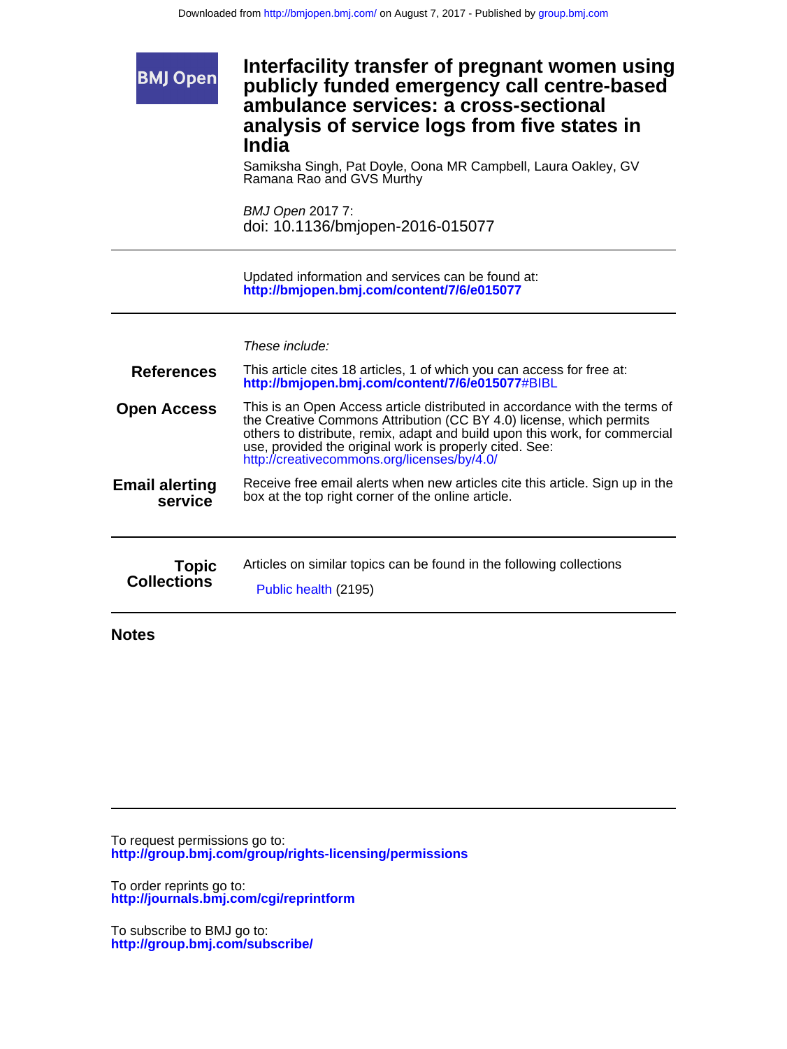Downloaded from http://bmjopen.bmj.com/ on August 7, 2017 - Published by group.bmj.com

BMJ Open

# Interfacility transfer of pregnant women using publicly funded emergency call centre-based ambulance services: a cross-sectional analysis of service logs from five states in India

Samiksha Singh, Pat Doyle, Oona MR Campbell, Laura Oakley, GV Ramana Rao and GVS Murthy

*BMJ Open* 2017 7:
doi: 10.1136/bmjopen-2016-015077

Updated information and services can be found at:
**http://bmjopen.bmj.com/content/7/6/e015077**

*These include:*

**References**

This article cites 18 articles, 1 of which you can access for free at:
**http://bmjopen.bmj.com/content/7/6/e015077**#BIBL

**Open Access**

This is an Open Access article distributed in accordance with the terms of the Creative Commons Attribution (CC BY 4.0) license, which permits others to distribute, remix, adapt and build upon this work, for commercial use, provided the original work is properly cited. See: http://creativecommons.org/licenses/by/4.0/

**Email alerting service**

Receive free email alerts when new articles cite this article. Sign up in the box at the top right corner of the online article.

**Topic Collections**

Articles on similar topics can be found in the following collections

Public health (2195)

## Notes

To request permissions go to:
**http://group.bmj.com/group/rights-licensing/permissions**

To order reprints go to:
**http://journals.bmj.com/cgi/reprintform**

To subscribe to BMJ go to:
**http://group.bmj.com/subscribe/**